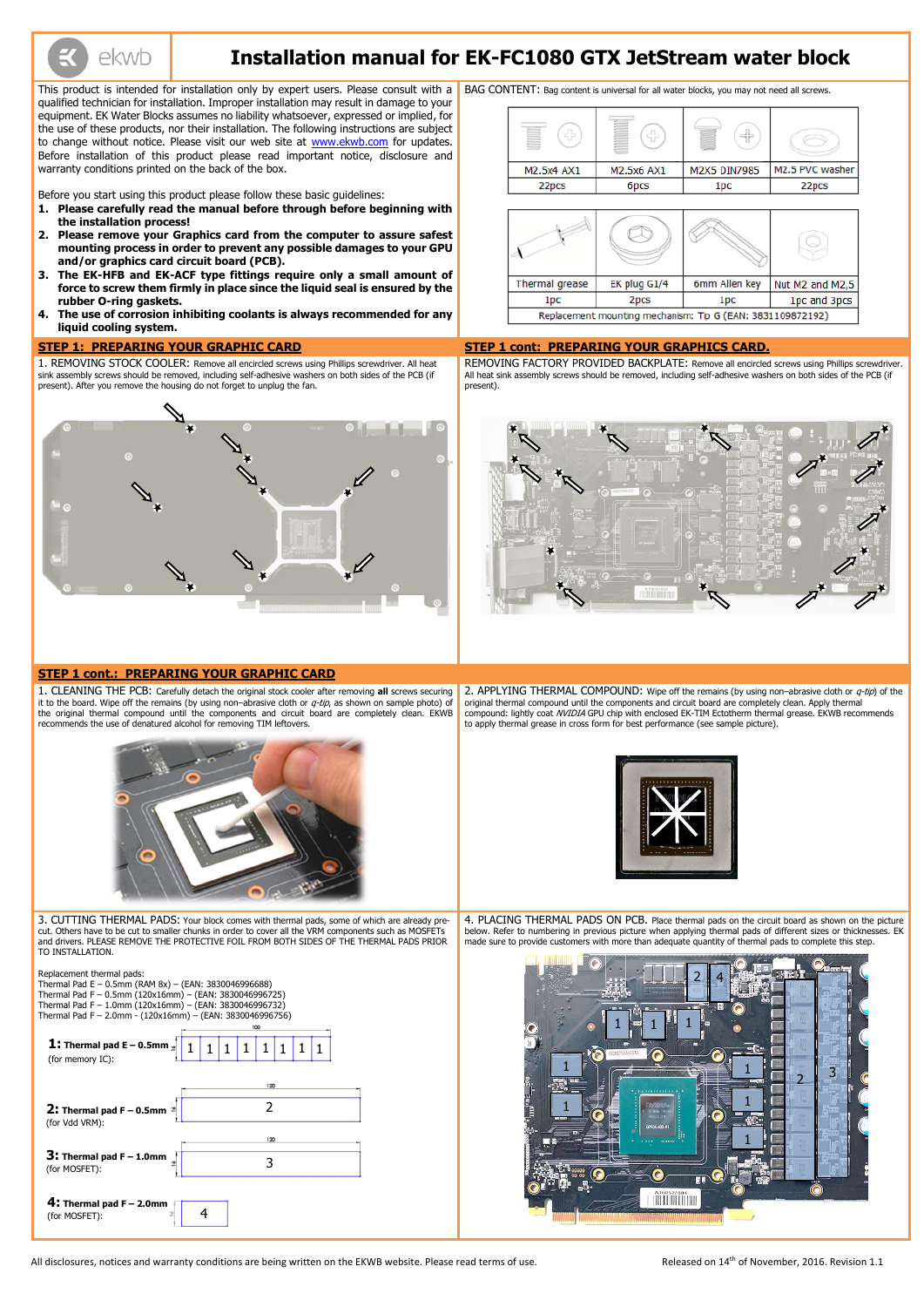# Installation manual for EK-FC1080 GTX JetStream water block

This product is intended for installation only by expert users. Please consult with a qualified technician for installation. Improper installation may result in damage to your equipment. EK Water Blocks assumes no liability whatsoever, expressed or implied, for the use of these products, nor their installation. The following instructions are subject to change without notice. Please visit our web site at www.ekwb.com for updates. Before installation of this product please read important notice, disclosure and warranty conditions printed on the back of the box.

Before you start using this product please follow these basic guidelines:

1. **Please carefully read the manual before through before beginning with the installation process!**
2. **Please remove your Graphics card from the computer to assure safest mounting process in order to prevent any possible damages to your GPU and/or graphics card circuit board (PCB).**
3. **The EK-HFB and EK-ACF type fittings require only a small amount of force to screw them firmly in place since the liquid seal is ensured by the rubber O-ring gaskets.**
4. **The use of corrosion inhibiting coolants is always recommended for any liquid cooling system.**

BAG CONTENT: Bag content is universal for all water blocks, you may not need all screws.

| M2.5x4 AX1 | M2.5x6 AX1 | M2X5 DIN7985 | M2.5 PVC washer |
|---|---|---|---|
| 22pcs | 6pcs | 1pc | 22pcs |

| Thermal grease | EK plug G1/4 | 6mm Allen key | Nut M2 and M2,5 |
|---|---|---|---|
| 1pc | 2pcs | 1pc | 1pc and 3pcs |

Replacement mounting mechanism: Tip G (EAN: 3831109872192)

## STEP 1: PREPARING YOUR GRAPHIC CARD

1. REMOVING STOCK COOLER: Remove all encircled screws using Phillips screwdriver. All heat sink assembly screws should be removed, including self-adhesive washers on both sides of the PCB (if present). After you remove the housing do not forget to unplug the fan.

## STEP 1 cont: PREPARING YOUR GRAPHICS CARD.

REMOVING FACTORY PROVIDED BACKPLATE: Remove all encircled screws using Phillips screwdriver. All heat sink assembly screws should be removed, including self-adhesive washers on both sides of the PCB (if present).

## STEP 1 cont.: PREPARING YOUR GRAPHIC CARD

1. CLEANING THE PCB: Carefully detach the original stock cooler after removing **all** screws securing it to the board. Wipe off the remains (by using non–abrasive cloth or *q-tip*, as shown on sample photo) of the original thermal compound until the components and circuit board are completely clean. EKWB recommends the use of denatured alcohol for removing TIM leftovers.

2. APPLYING THERMAL COMPOUND: Wipe off the remains (by using non–abrasive cloth or *q-tip*) of the original thermal compound until the components and circuit board are completely clean. Apply thermal compound: lightly coat *NVIDIA* GPU chip with enclosed EK-TIM Ectotherm thermal grease. EKWB recommends to apply thermal grease in cross form for best performance (see sample picture).

3. CUTTING THERMAL PADS: Your block comes with thermal pads, some of which are already pre-cut. Others have to be cut to smaller chunks in order to cover all the VRM components such as MOSFETs and drivers. PLEASE REMOVE THE PROTECTIVE FOIL FROM BOTH SIDES OF THE THERMAL PADS PRIOR TO INSTALLATION.

Replacement thermal pads:
Thermal Pad E – 0.5mm (RAM 8x) – (EAN: 3830046996688)
Thermal Pad F – 0.5mm (120x16mm) – (EAN: 3830046996725)
Thermal Pad F – 1.0mm (120x16mm) – (EAN: 3830046996732)
Thermal Pad F – 2.0mm - (120x16mm) – (EAN: 3830046996756)

**1: Thermal pad E – 0.5mm** (for memory IC): 1 1 1 1 1 1 1 1 (100)

**2: Thermal pad F – 0.5mm** (for Vdd VRM): 2 (120)

**3: Thermal pad F – 1.0mm** (for MOSFET): 3 (120)

**4: Thermal pad F – 2.0mm** (for MOSFET): 4

4. PLACING THERMAL PADS ON PCB. Place thermal pads on the circuit board as shown on the picture below. Refer to numbering in previous picture when applying thermal pads of different sizes or thicknesses. EK made sure to provide customers with more than adequate quantity of thermal pads to complete this step.

All disclosures, notices and warranty conditions are being written on the EKWB website. Please read terms of use.

Released on 14th of November, 2016. Revision 1.1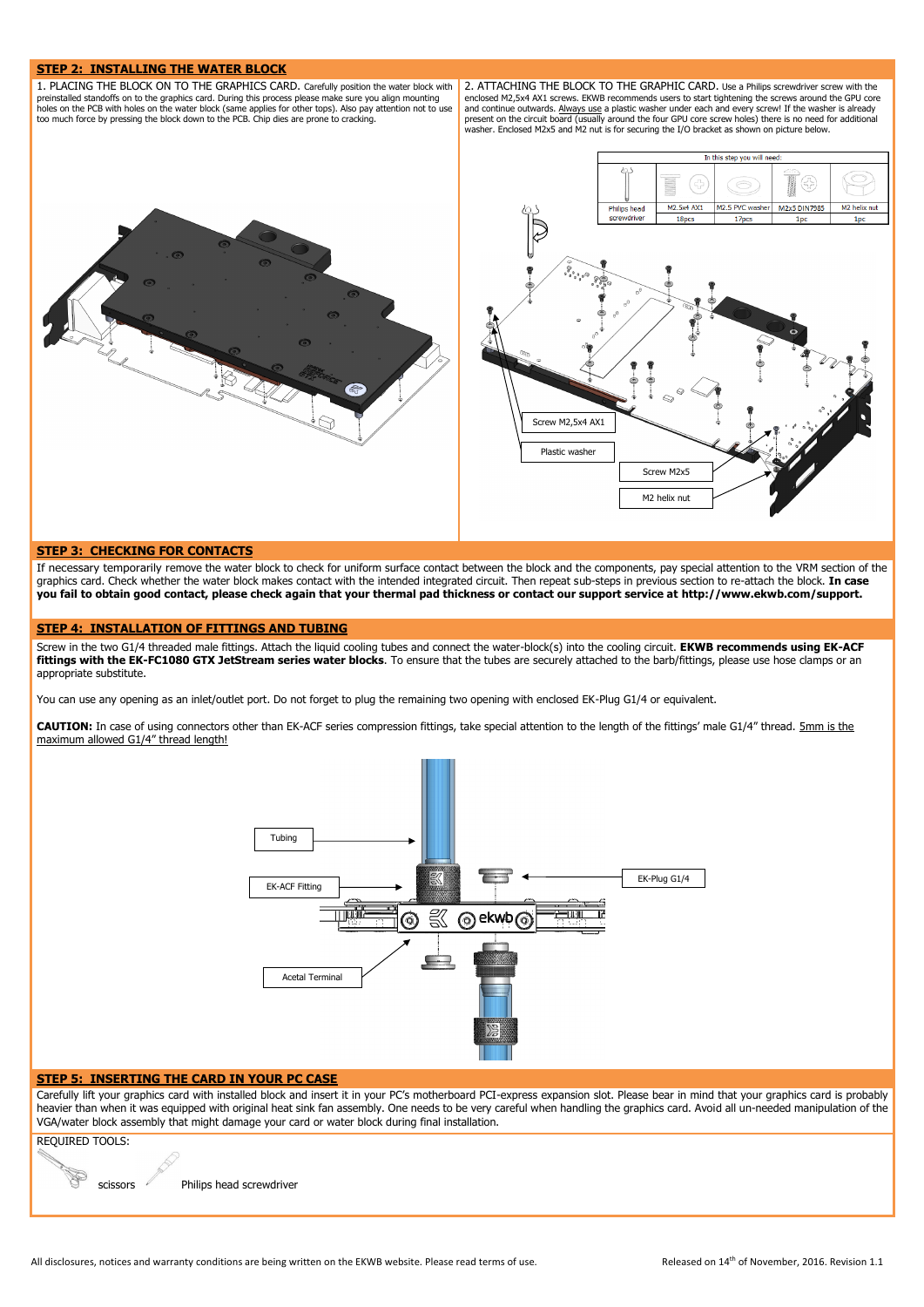## STEP 2: INSTALLING THE WATER BLOCK

1. PLACING THE BLOCK ON TO THE GRAPHICS CARD. Carefully position the water block with preinstalled standoffs on to the graphics card. During this process please make sure you align mounting holes on the PCB with holes on the water block (same applies for other tops). Also pay attention not to use too much force by pressing the block down to the PCB. Chip dies are prone to cracking.

2. ATTACHING THE BLOCK TO THE GRAPHIC CARD. Use a Philips screwdriver screw with the enclosed M2,5x4 AX1 screws. EKWB recommends users to start tightening the screws around the GPU core and continue outwards. Always use a plastic washer under each and every screw! If the washer is already present on the circuit board (usually around the four GPU core screw holes) there is no need for additional washer. Enclosed M2x5 and M2 nut is for securing the I/O bracket as shown on picture below.

In this step you will need:

| Philips head screwdriver | M2.5x4 AX1 | M2.5 PVC washer | M2x5 DIN7985 | M2 helix nut |
| --- | --- | --- | --- | --- |
| | 18pcs | 17pcs | 1pc | 1pc |

Screw M2,5x4 AX1

Plastic washer

Screw M2x5

M2 helix nut

## STEP 3: CHECKING FOR CONTACTS

If necessary temporarily remove the water block to check for uniform surface contact between the block and the components, pay special attention to the VRM section of the graphics card. Check whether the water block makes contact with the intended integrated circuit. Then repeat sub-steps in previous section to re-attach the block. **In case you fail to obtain good contact, please check again that your thermal pad thickness or contact our support service at http://www.ekwb.com/support.**

## STEP 4: INSTALLATION OF FITTINGS AND TUBING

Screw in the two G1/4 threaded male fittings. Attach the liquid cooling tubes and connect the water-block(s) into the cooling circuit. **EKWB recommends using EK-ACF fittings with the EK-FC1080 GTX JetStream series water blocks**. To ensure that the tubes are securely attached to the barb/fittings, please use hose clamps or an appropriate substitute.

You can use any opening as an inlet/outlet port. Do not forget to plug the remaining two opening with enclosed EK-Plug G1/4 or equivalent.

**CAUTION:** In case of using connectors other than EK-ACF series compression fittings, take special attention to the length of the fittings' male G1/4" thread. 5mm is the maximum allowed G1/4" thread length!

Tubing

EK-ACF Fitting

EK-Plug G1/4

Acetal Terminal

## STEP 5: INSERTING THE CARD IN YOUR PC CASE

Carefully lift your graphics card with installed block and insert it in your PC's motherboard PCI-express expansion slot. Please bear in mind that your graphics card is probably heavier than when it was equipped with original heat sink fan assembly. One needs to be very careful when handling the graphics card. Avoid all un-needed manipulation of the VGA/water block assembly that might damage your card or water block during final installation.

REQUIRED TOOLS:

scissors     Philips head screwdriver

All disclosures, notices and warranty conditions are being written on the EKWB website. Please read terms of use.

Released on 14th of November, 2016. Revision 1.1